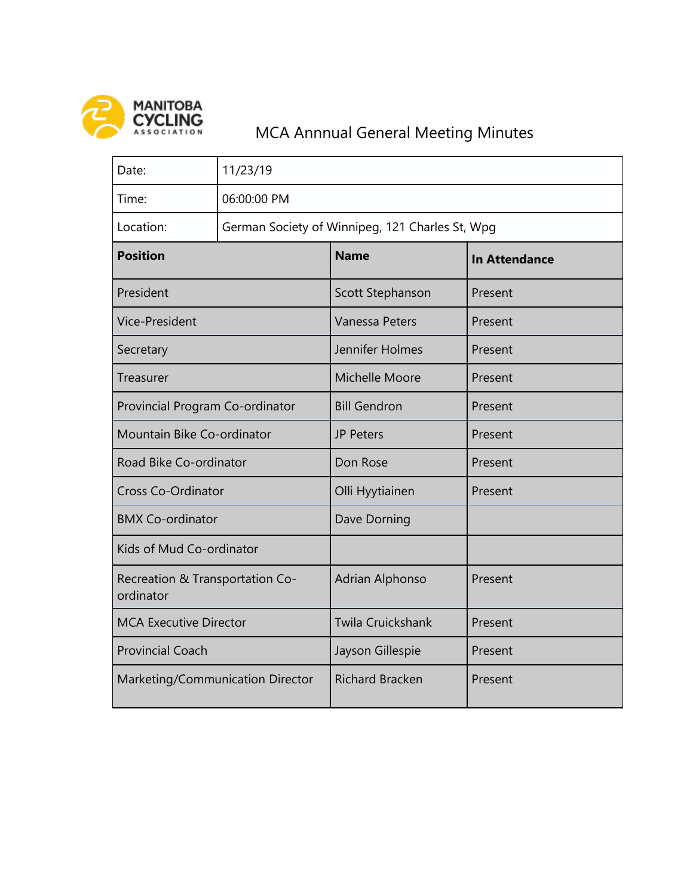MANITOBA CYCLING ASSOCIATION

# MCA Annnual General Meeting Minutes

| Date: | 11/23/19 |
|---|---|
| Time: | 06:00:00 PM |
| Location: | German Society of Winnipeg, 121 Charles St, Wpg |

| Position | Name | In Attendance |
|---|---|---|
| President | Scott Stephanson | Present |
| Vice-President | Vanessa Peters | Present |
| Secretary | Jennifer Holmes | Present |
| Treasurer | Michelle Moore | Present |
| Provincial Program Co-ordinator | Bill Gendron | Present |
| Mountain Bike Co-ordinator | JP Peters | Present |
| Road Bike Co-ordinator | Don Rose | Present |
| Cross Co-Ordinator | Olli Hyytiainen | Present |
| BMX Co-ordinator | Dave Dorning | |
| Kids of Mud Co-ordinator | | |
| Recreation & Transportation Co-ordinator | Adrian Alphonso | Present |
| MCA Executive Director | Twila Cruickshank | Present |
| Provincial Coach | Jayson Gillespie | Present |
| Marketing/Communication Director | Richard Bracken | Present |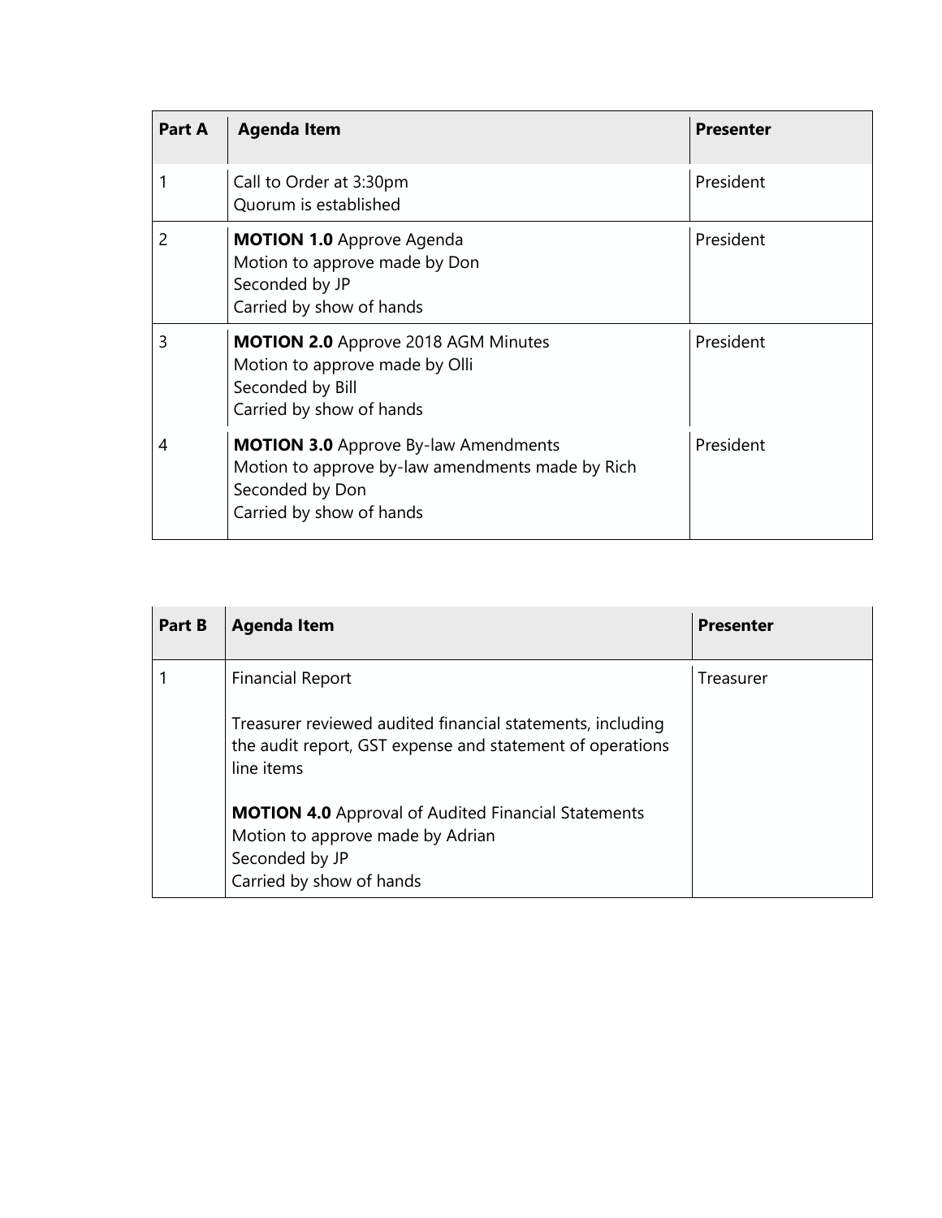| Part A | Agenda Item | Presenter |
|---|---|---|
| 1 | Call to Order at 3:30pm<br>Quorum is established | President |
| 2 | **MOTION 1.0** Approve Agenda<br>Motion to approve made by Don<br>Seconded by JP<br>Carried by show of hands | President |
| 3 | **MOTION 2.0** Approve 2018 AGM Minutes<br>Motion to approve made by Olli<br>Seconded by Bill<br>Carried by show of hands | President |
| 4 | **MOTION 3.0** Approve By-law Amendments<br>Motion to approve by-law amendments made by Rich<br>Seconded by Don<br>Carried by show of hands | President |

| Part B | Agenda Item | Presenter |
|---|---|---|
| 1 | Financial Report<br><br>Treasurer reviewed audited financial statements, including the audit report, GST expense and statement of operations line items<br><br>**MOTION 4.0** Approval of Audited Financial Statements<br>Motion to approve made by Adrian<br>Seconded by JP<br>Carried by show of hands | Treasurer |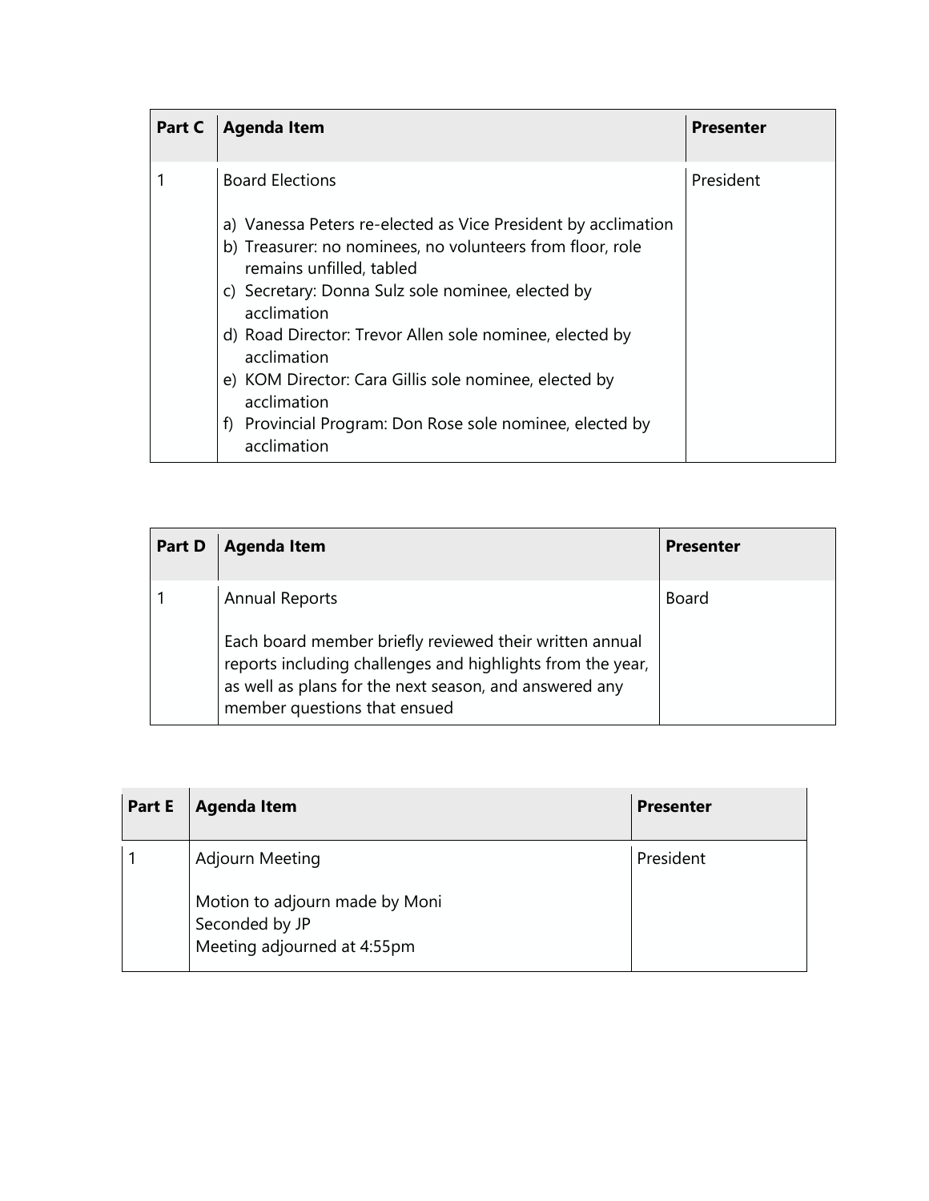| Part C | Agenda Item | Presenter |
|---|---|---|
| 1 | Board Elections<br><br>a) Vanessa Peters re-elected as Vice President by acclimation<br>b) Treasurer: no nominees, no volunteers from floor, role remains unfilled, tabled<br>c) Secretary: Donna Sulz sole nominee, elected by acclimation<br>d) Road Director: Trevor Allen sole nominee, elected by acclimation<br>e) KOM Director: Cara Gillis sole nominee, elected by acclimation<br>f) Provincial Program: Don Rose sole nominee, elected by acclimation | President |

| Part D | Agenda Item | Presenter |
|---|---|---|
| 1 | Annual Reports<br><br>Each board member briefly reviewed their written annual reports including challenges and highlights from the year, as well as plans for the next season, and answered any member questions that ensued | Board |

| Part E | Agenda Item | Presenter |
|---|---|---|
| 1 | Adjourn Meeting<br><br>Motion to adjourn made by Moni<br>Seconded by JP<br>Meeting adjourned at 4:55pm | President |